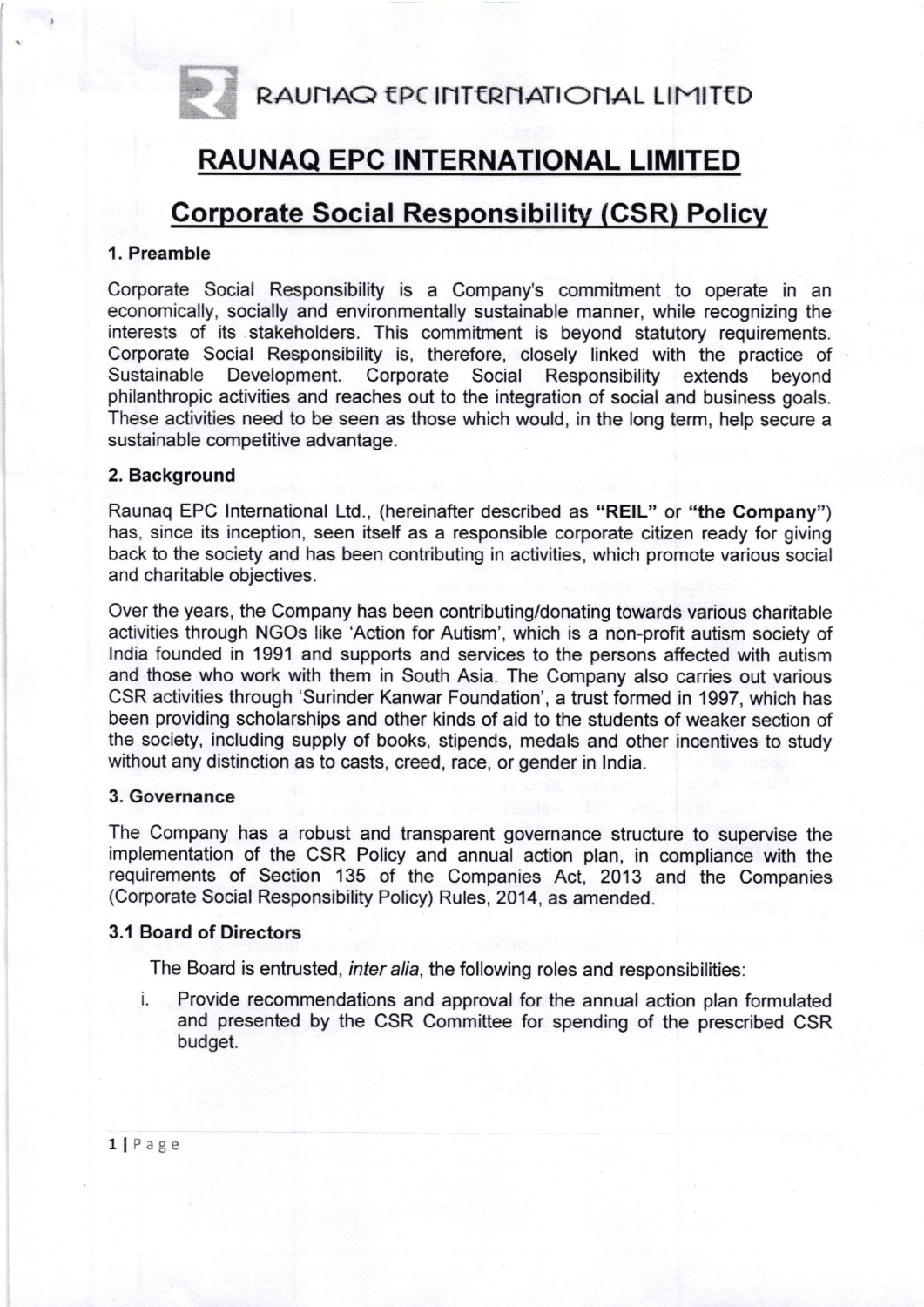RAUNAQ EPC INTERNATIONAL LIMITED

# RAUNAQ EPC INTERNATIONAL LIMITED

## Corporate Social Responsibility (CSR) Policy

### 1. Preamble

Corporate Social Responsibility is a Company's commitment to operate in an economically, socially and environmentally sustainable manner, while recognizing the interests of its stakeholders. This commitment is beyond statutory requirements. Corporate Social Responsibility is, therefore, closely linked with the practice of Sustainable Development. Corporate Social Responsibility extends beyond philanthropic activities and reaches out to the integration of social and business goals. These activities need to be seen as those which would, in the long term, help secure a sustainable competitive advantage.

### 2. Background

Raunaq EPC International Ltd., (hereinafter described as **"REIL"** or **"the Company"**) has, since its inception, seen itself as a responsible corporate citizen ready for giving back to the society and has been contributing in activities, which promote various social and charitable objectives.

Over the years, the Company has been contributing/donating towards various charitable activities through NGOs like 'Action for Autism', which is a non-profit autism society of India founded in 1991 and supports and services to the persons affected with autism and those who work with them in South Asia. The Company also carries out various CSR activities through 'Surinder Kanwar Foundation', a trust formed in 1997, which has been providing scholarships and other kinds of aid to the students of weaker section of the society, including supply of books, stipends, medals and other incentives to study without any distinction as to casts, creed, race, or gender in India.

### 3. Governance

The Company has a robust and transparent governance structure to supervise the implementation of the CSR Policy and annual action plan, in compliance with the requirements of Section 135 of the Companies Act, 2013 and the Companies (Corporate Social Responsibility Policy) Rules, 2014, as amended.

### 3.1 Board of Directors

The Board is entrusted, *inter alia*, the following roles and responsibilities:

i. Provide recommendations and approval for the annual action plan formulated and presented by the CSR Committee for spending of the prescribed CSR budget.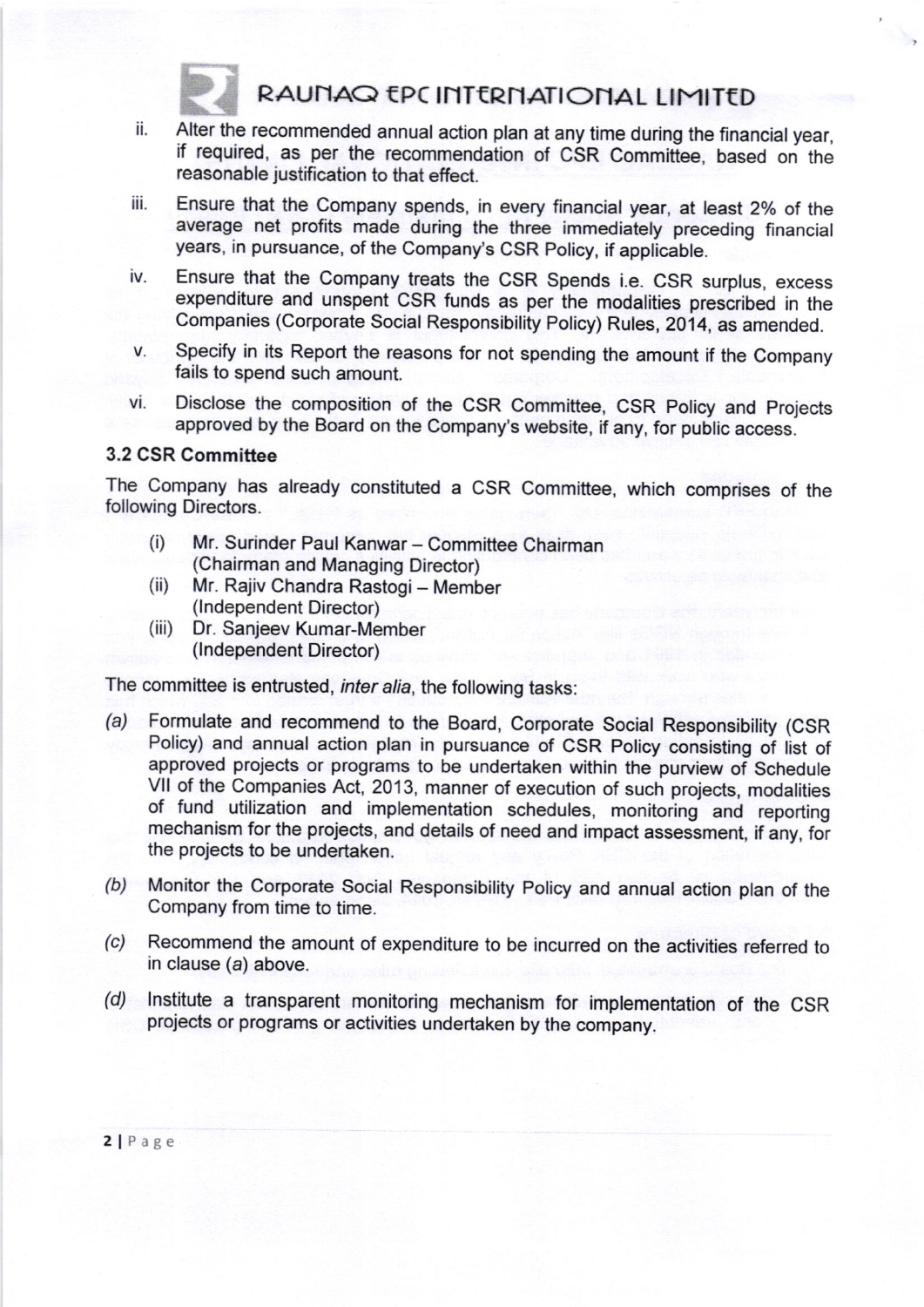ii. Alter the recommended annual action plan at any time during the financial year, if required, as per the recommendation of CSR Committee, based on the reasonable justification to that effect.

iii. Ensure that the Company spends, in every financial year, at least 2% of the average net profits made during the three immediately preceding financial years, in pursuance, of the Company's CSR Policy, if applicable.

iv. Ensure that the Company treats the CSR Spends i.e. CSR surplus, excess expenditure and unspent CSR funds as per the modalities prescribed in the Companies (Corporate Social Responsibility Policy) Rules, 2014, as amended.

v. Specify in its Report the reasons for not spending the amount if the Company fails to spend such amount.

vi. Disclose the composition of the CSR Committee, CSR Policy and Projects approved by the Board on the Company's website, if any, for public access.

### 3.2 CSR Committee

The Company has already constituted a CSR Committee, which comprises of the following Directors.

(i) Mr. Surinder Paul Kanwar – Committee Chairman
(Chairman and Managing Director)

(ii) Mr. Rajiv Chandra Rastogi – Member
(Independent Director)

(iii) Dr. Sanjeev Kumar-Member
(Independent Director)

The committee is entrusted, *inter alia*, the following tasks:

*(a)* Formulate and recommend to the Board, Corporate Social Responsibility (CSR Policy) and annual action plan in pursuance of CSR Policy consisting of list of approved projects or programs to be undertaken within the purview of Schedule VII of the Companies Act, 2013, manner of execution of such projects, modalities of fund utilization and implementation schedules, monitoring and reporting mechanism for the projects, and details of need and impact assessment, if any, for the projects to be undertaken.

*(b)* Monitor the Corporate Social Responsibility Policy and annual action plan of the Company from time to time.

*(c)* Recommend the amount of expenditure to be incurred on the activities referred to in clause (*a*) above.

*(d)* Institute a transparent monitoring mechanism for implementation of the CSR projects or programs or activities undertaken by the company.